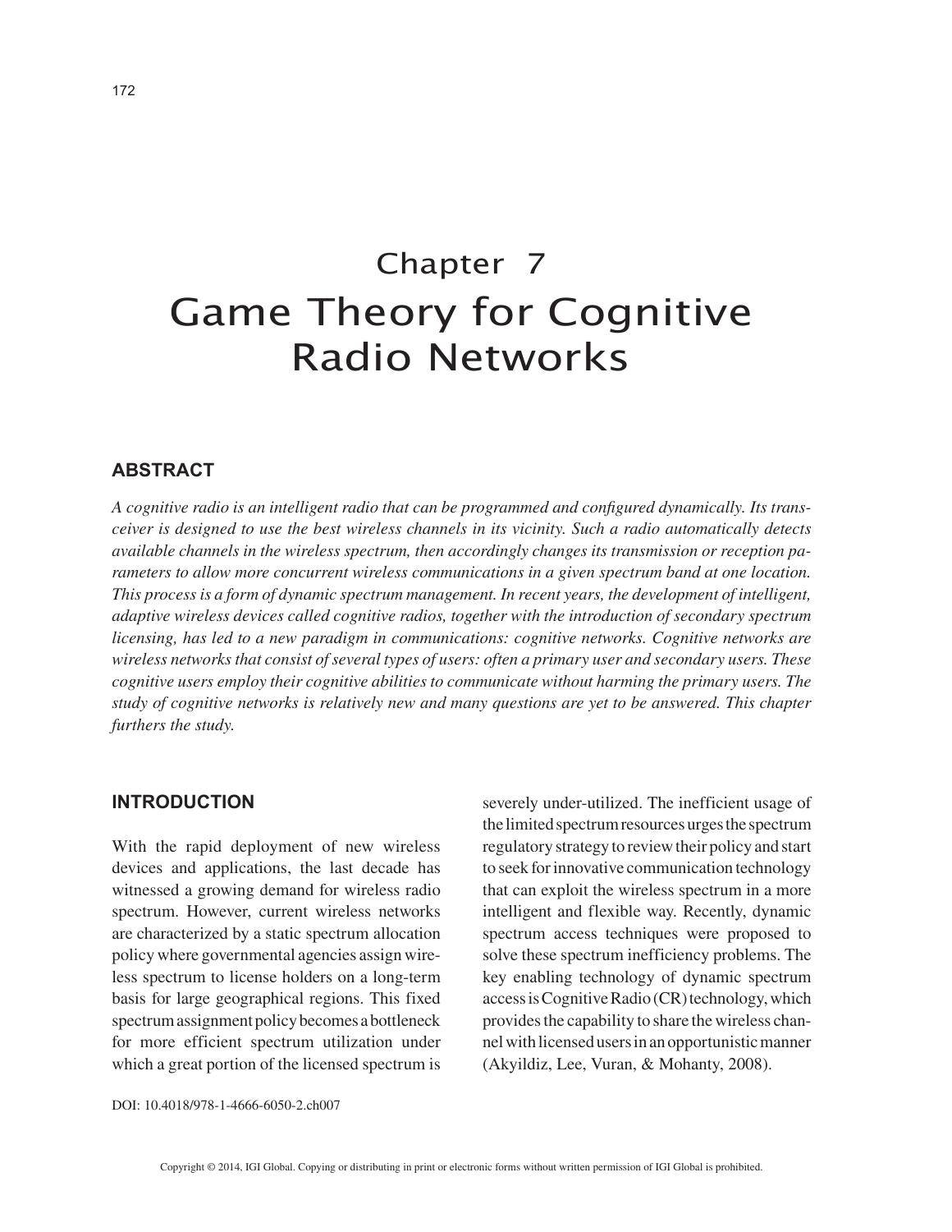# Chapter 7
# Game Theory for Cognitive Radio Networks

## ABSTRACT

*A cognitive radio is an intelligent radio that can be programmed and configured dynamically. Its transceiver is designed to use the best wireless channels in its vicinity. Such a radio automatically detects available channels in the wireless spectrum, then accordingly changes its transmission or reception parameters to allow more concurrent wireless communications in a given spectrum band at one location. This process is a form of dynamic spectrum management. In recent years, the development of intelligent, adaptive wireless devices called cognitive radios, together with the introduction of secondary spectrum licensing, has led to a new paradigm in communications: cognitive networks. Cognitive networks are wireless networks that consist of several types of users: often a primary user and secondary users. These cognitive users employ their cognitive abilities to communicate without harming the primary users. The study of cognitive networks is relatively new and many questions are yet to be answered. This chapter furthers the study.*

## INTRODUCTION

With the rapid deployment of new wireless devices and applications, the last decade has witnessed a growing demand for wireless radio spectrum. However, current wireless networks are characterized by a static spectrum allocation policy where governmental agencies assign wireless spectrum to license holders on a long-term basis for large geographical regions. This fixed spectrum assignment policy becomes a bottleneck for more efficient spectrum utilization under which a great portion of the licensed spectrum is severely under-utilized. The inefficient usage of the limited spectrum resources urges the spectrum regulatory strategy to review their policy and start to seek for innovative communication technology that can exploit the wireless spectrum in a more intelligent and flexible way. Recently, dynamic spectrum access techniques were proposed to solve these spectrum inefficiency problems. The key enabling technology of dynamic spectrum access is Cognitive Radio (CR) technology, which provides the capability to share the wireless channel with licensed users in an opportunistic manner (Akyildiz, Lee, Vuran, & Mohanty, 2008).

DOI: 10.4018/978-1-4666-6050-2.ch007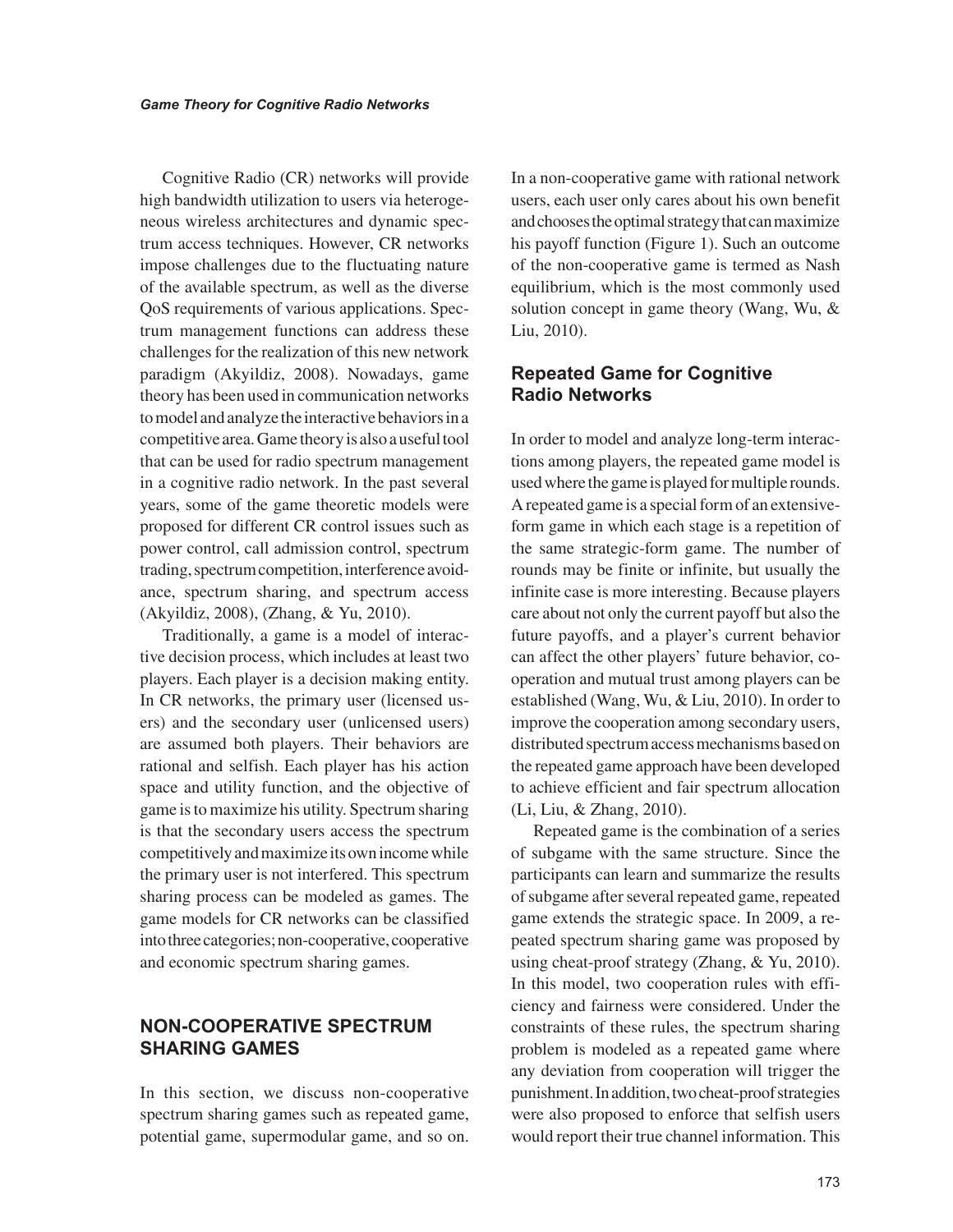Cognitive Radio (CR) networks will provide high bandwidth utilization to users via heterogeneous wireless architectures and dynamic spectrum access techniques. However, CR networks impose challenges due to the fluctuating nature of the available spectrum, as well as the diverse QoS requirements of various applications. Spectrum management functions can address these challenges for the realization of this new network paradigm (Akyildiz, 2008). Nowadays, game theory has been used in communication networks to model and analyze the interactive behaviors in a competitive area. Game theory is also a useful tool that can be used for radio spectrum management in a cognitive radio network. In the past several years, some of the game theoretic models were proposed for different CR control issues such as power control, call admission control, spectrum trading, spectrum competition, interference avoidance, spectrum sharing, and spectrum access (Akyildiz, 2008), (Zhang, & Yu, 2010).

Traditionally, a game is a model of interactive decision process, which includes at least two players. Each player is a decision making entity. In CR networks, the primary user (licensed users) and the secondary user (unlicensed users) are assumed both players. Their behaviors are rational and selfish. Each player has his action space and utility function, and the objective of game is to maximize his utility. Spectrum sharing is that the secondary users access the spectrum competitively and maximize its own income while the primary user is not interfered. This spectrum sharing process can be modeled as games. The game models for CR networks can be classified into three categories; non-cooperative, cooperative and economic spectrum sharing games.

## NON-COOPERATIVE SPECTRUM SHARING GAMES

In this section, we discuss non-cooperative spectrum sharing games such as repeated game, potential game, supermodular game, and so on. In a non-cooperative game with rational network users, each user only cares about his own benefit and chooses the optimal strategy that can maximize his payoff function (Figure 1). Such an outcome of the non-cooperative game is termed as Nash equilibrium, which is the most commonly used solution concept in game theory (Wang, Wu, & Liu, 2010).

### Repeated Game for Cognitive Radio Networks

In order to model and analyze long-term interactions among players, the repeated game model is used where the game is played for multiple rounds. A repeated game is a special form of an extensive-form game in which each stage is a repetition of the same strategic-form game. The number of rounds may be finite or infinite, but usually the infinite case is more interesting. Because players care about not only the current payoff but also the future payoffs, and a player's current behavior can affect the other players' future behavior, cooperation and mutual trust among players can be established (Wang, Wu, & Liu, 2010). In order to improve the cooperation among secondary users, distributed spectrum access mechanisms based on the repeated game approach have been developed to achieve efficient and fair spectrum allocation (Li, Liu, & Zhang, 2010).

Repeated game is the combination of a series of subgame with the same structure. Since the participants can learn and summarize the results of subgame after several repeated game, repeated game extends the strategic space. In 2009, a repeated spectrum sharing game was proposed by using cheat-proof strategy (Zhang, & Yu, 2010). In this model, two cooperation rules with efficiency and fairness were considered. Under the constraints of these rules, the spectrum sharing problem is modeled as a repeated game where any deviation from cooperation will trigger the punishment. In addition, two cheat-proof strategies were also proposed to enforce that selfish users would report their true channel information. This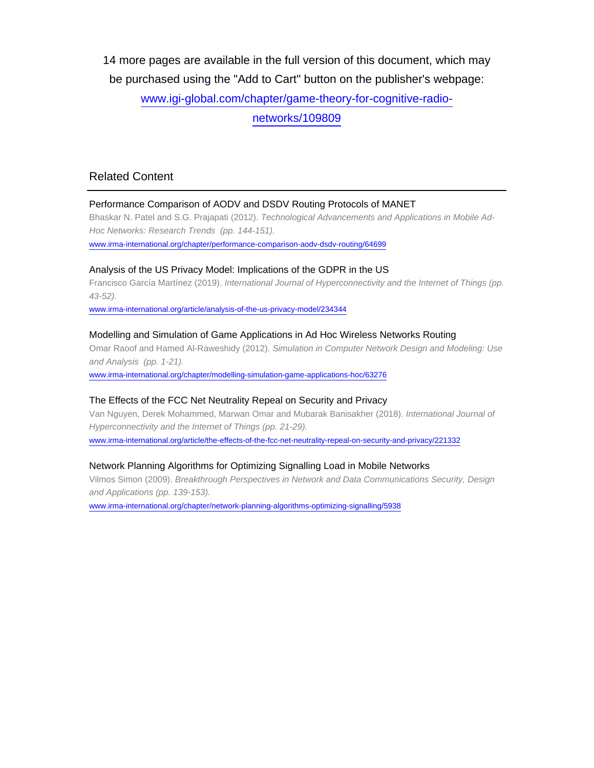14 more pages are available in the full version of this document, which may be purchased using the "Add to Cart" button on the publisher's webpage: [www.igi-global.com/chapter/game-theory-for-cognitive-radio-networks/109809](www.igi-global.com/chapter/game-theory-for-cognitive-radio-networks/109809)

## Related Content

Performance Comparison of AODV and DSDV Routing Protocols of MANET
Bhaskar N. Patel and S.G. Prajapati (2012). *Technological Advancements and Applications in Mobile Ad-Hoc Networks: Research Trends (pp. 144-151).*
[www.irma-international.org/chapter/performance-comparison-aodv-dsdv-routing/64699](www.irma-international.org/chapter/performance-comparison-aodv-dsdv-routing/64699)

Analysis of the US Privacy Model: Implications of the GDPR in the US
Francisco García Martínez (2019). *International Journal of Hyperconnectivity and the Internet of Things (pp. 43-52).*
[www.irma-international.org/article/analysis-of-the-us-privacy-model/234344](www.irma-international.org/article/analysis-of-the-us-privacy-model/234344)

Modelling and Simulation of Game Applications in Ad Hoc Wireless Networks Routing
Omar Raoof and Hamed Al-Raweshidy (2012). *Simulation in Computer Network Design and Modeling: Use and Analysis (pp. 1-21).*
[www.irma-international.org/chapter/modelling-simulation-game-applications-hoc/63276](www.irma-international.org/chapter/modelling-simulation-game-applications-hoc/63276)

The Effects of the FCC Net Neutrality Repeal on Security and Privacy
Van Nguyen, Derek Mohammed, Marwan Omar and Mubarak Banisakher (2018). *International Journal of Hyperconnectivity and the Internet of Things (pp. 21-29).*
[www.irma-international.org/article/the-effects-of-the-fcc-net-neutrality-repeal-on-security-and-privacy/221332](www.irma-international.org/article/the-effects-of-the-fcc-net-neutrality-repeal-on-security-and-privacy/221332)

Network Planning Algorithms for Optimizing Signalling Load in Mobile Networks
Vilmos Simon (2009). *Breakthrough Perspectives in Network and Data Communications Security, Design and Applications (pp. 139-153).*
[www.irma-international.org/chapter/network-planning-algorithms-optimizing-signalling/5938](www.irma-international.org/chapter/network-planning-algorithms-optimizing-signalling/5938)